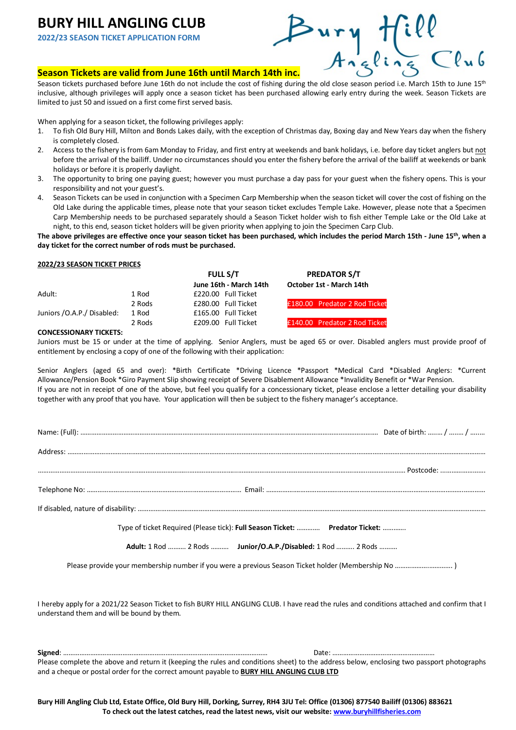# BURY HILL ANGLING CLUB

**2022/23 SEASON TICKET APPLICATION FORM**

**Season Tickets are valid from June 16th until March 14th inc.**

Season tickets purchased before June 16th do not include the cost of fishing during the old close season period i.e. March 15th to June 15th inclusive, although privileges will apply once a season ticket has been purchased allowing early entry during the week. Season Tickets are limited to just 50 and issued on a first come first served basis.

When applying for a season ticket, the following privileges apply:

1. To fish Old Bury Hill, Milton and Bonds Lakes daily, with the exception of Christmas day, Boxing day and New Years day when the fishery is completely closed.
2. Access to the fishery is from 6am Monday to Friday, and first entry at weekends and bank holidays, i.e. before day ticket anglers but not before the arrival of the bailiff. Under no circumstances should you enter the fishery before the arrival of the bailiff at weekends or bank holidays or before it is properly daylight.
3. The opportunity to bring one paying guest; however you must purchase a day pass for your guest when the fishery opens. This is your responsibility and not your guest's.
4. Season Tickets can be used in conjunction with a Specimen Carp Membership when the season ticket will cover the cost of fishing on the Old Lake during the applicable times, please note that your season ticket excludes Temple Lake. However, please note that a Specimen Carp Membership needs to be purchased separately should a Season Ticket holder wish to fish either Temple Lake or the Old Lake at night, to this end, season ticket holders will be given priority when applying to join the Specimen Carp Club.

**The above privileges are effective once your season ticket has been purchased, which includes the period March 15th - June 15th, when a day ticket for the correct number of rods must be purchased.**

**2022/23 SEASON TICKET PRICES**

| | | **FULL S/T** June 16th - March 14th | **PREDATOR S/T** October 1st - March 14th |
|---|---|---|---|
| Adult: | 1 Rod | £220.00 Full Ticket | |
| | 2 Rods | £280.00 Full Ticket | £180.00 Predator 2 Rod Ticket |
| Juniors /O.A.P./ Disabled: | 1 Rod | £165.00 Full Ticket | |
| | 2 Rods | £209.00 Full Ticket | £140.00 Predator 2 Rod Ticket |

**CONCESSIONARY TICKETS:**

Juniors must be 15 or under at the time of applying. Senior Anglers, must be aged 65 or over. Disabled anglers must provide proof of entitlement by enclosing a copy of one of the following with their application:

Senior Anglers (aged 65 and over): *Birth Certificate *Driving Licence *Passport *Medical Card *Disabled Anglers: *Current Allowance/Pension Book *Giro Payment Slip showing receipt of Severe Disablement Allowance *Invalidity Benefit or *War Pension.
If you are not in receipt of one of the above, but feel you qualify for a concessionary ticket, please enclose a letter detailing your disability together with any proof that you have. Your application will then be subject to the fishery manager's acceptance.

Name: (Full): ………………………………………… Date of birth: …….. / …….. / ……..

Address: …………………………………………………………………………

………………………………………………………………………… Postcode: ……………………

Telephone No: ……………………………………… Email: ………………………………………

If disabled, nature of disability: ……………………………………………………………

Type of ticket Required (Please tick): **Full Season Ticket:** …………. **Predator Ticket:** ………….

**Adult:** 1 Rod ………. 2 Rods ………. **Junior/O.A.P./Disabled:** 1 Rod ………. 2 Rods ……….

Please provide your membership number if you were a previous Season Ticket holder (Membership No ………………………….. )

I hereby apply for a 2021/22 Season Ticket to fish BURY HILL ANGLING CLUB. I have read the rules and conditions attached and confirm that I understand them and will be bound by them.

**Signed**: ………………………………………………………… Date: ……………………………………

Please complete the above and return it (keeping the rules and conditions sheet) to the address below, enclosing two passport photographs and a cheque or postal order for the correct amount payable to **BURY HILL ANGLING CLUB LTD**

**Bury Hill Angling Club Ltd, Estate Office, Old Bury Hill, Dorking, Surrey, RH4 3JU Tel: Office (01306) 877540 Bailiff (01306) 883621**
**To check out the latest catches, read the latest news, visit our website: www.buryhillfisheries.com**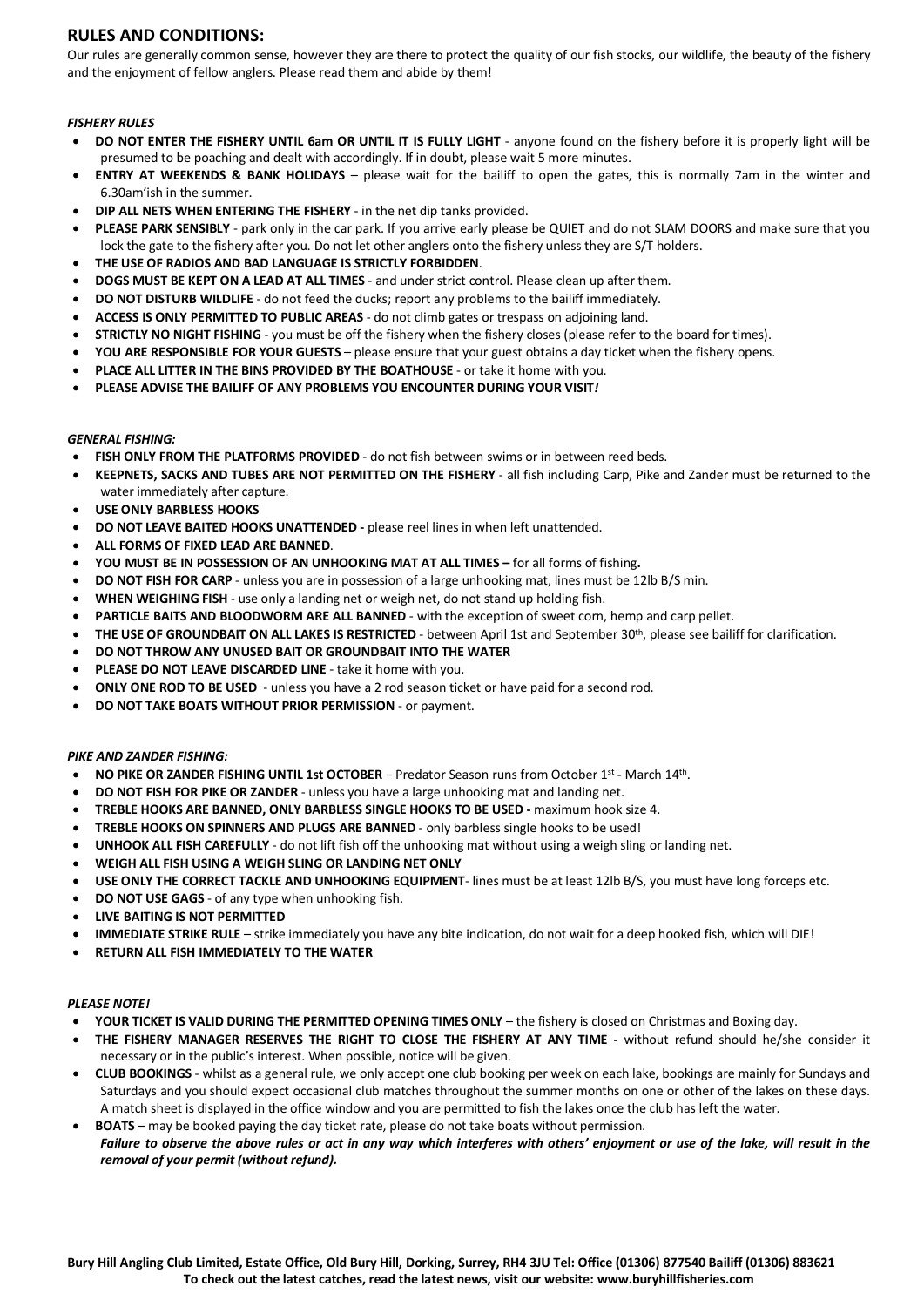## RULES AND CONDITIONS:

Our rules are generally common sense, however they are there to protect the quality of our fish stocks, our wildlife, the beauty of the fishery and the enjoyment of fellow anglers. Please read them and abide by them!

### *FISHERY RULES*

- **DO NOT ENTER THE FISHERY UNTIL 6am OR UNTIL IT IS FULLY LIGHT** - anyone found on the fishery before it is properly light will be presumed to be poaching and dealt with accordingly. If in doubt, please wait 5 more minutes.
- **ENTRY AT WEEKENDS & BANK HOLIDAYS** – please wait for the bailiff to open the gates, this is normally 7am in the winter and 6.30am'ish in the summer.
- **DIP ALL NETS WHEN ENTERING THE FISHERY** - in the net dip tanks provided.
- **PLEASE PARK SENSIBLY** - park only in the car park. If you arrive early please be QUIET and do not SLAM DOORS and make sure that you lock the gate to the fishery after you. Do not let other anglers onto the fishery unless they are S/T holders.
- **THE USE OF RADIOS AND BAD LANGUAGE IS STRICTLY FORBIDDEN**.
- **DOGS MUST BE KEPT ON A LEAD AT ALL TIMES** - and under strict control. Please clean up after them.
- **DO NOT DISTURB WILDLIFE** - do not feed the ducks; report any problems to the bailiff immediately.
- **ACCESS IS ONLY PERMITTED TO PUBLIC AREAS** - do not climb gates or trespass on adjoining land.
- **STRICTLY NO NIGHT FISHING** - you must be off the fishery when the fishery closes (please refer to the board for times).
- **YOU ARE RESPONSIBLE FOR YOUR GUESTS** – please ensure that your guest obtains a day ticket when the fishery opens.
- **PLACE ALL LITTER IN THE BINS PROVIDED BY THE BOATHOUSE** - or take it home with you.
- **PLEASE ADVISE THE BAILIFF OF ANY PROBLEMS YOU ENCOUNTER DURING YOUR VISIT*!***

### *GENERAL FISHING:*

- **FISH ONLY FROM THE PLATFORMS PROVIDED** - do not fish between swims or in between reed beds.
- **KEEPNETS, SACKS AND TUBES ARE NOT PERMITTED ON THE FISHERY** - all fish including Carp, Pike and Zander must be returned to the water immediately after capture.
- **USE ONLY BARBLESS HOOKS**
- **DO NOT LEAVE BAITED HOOKS UNATTENDED -** please reel lines in when left unattended.
- **ALL FORMS OF FIXED LEAD ARE BANNED**.
- **YOU MUST BE IN POSSESSION OF AN UNHOOKING MAT AT ALL TIMES –** for all forms of fishing**.**
- **DO NOT FISH FOR CARP** - unless you are in possession of a large unhooking mat, lines must be 12lb B/S min.
- **WHEN WEIGHING FISH** - use only a landing net or weigh net, do not stand up holding fish.
- **PARTICLE BAITS AND BLOODWORM ARE ALL BANNED** - with the exception of sweet corn, hemp and carp pellet.
- **THE USE OF GROUNDBAIT ON ALL LAKES IS RESTRICTED** - between April 1st and September 30th, please see bailiff for clarification.
- **DO NOT THROW ANY UNUSED BAIT OR GROUNDBAIT INTO THE WATER**
- **PLEASE DO NOT LEAVE DISCARDED LINE** - take it home with you.
- **ONLY ONE ROD TO BE USED** - unless you have a 2 rod season ticket or have paid for a second rod.
- **DO NOT TAKE BOATS WITHOUT PRIOR PERMISSION** - or payment.

### *PIKE AND ZANDER FISHING:*

- **NO PIKE OR ZANDER FISHING UNTIL 1st OCTOBER** – Predator Season runs from October 1st - March 14th.
- **DO NOT FISH FOR PIKE OR ZANDER** - unless you have a large unhooking mat and landing net.
- **TREBLE HOOKS ARE BANNED, ONLY BARBLESS SINGLE HOOKS TO BE USED -** maximum hook size 4.
- **TREBLE HOOKS ON SPINNERS AND PLUGS ARE BANNED** - only barbless single hooks to be used!
- **UNHOOK ALL FISH CAREFULLY** - do not lift fish off the unhooking mat without using a weigh sling or landing net.
- **WEIGH ALL FISH USING A WEIGH SLING OR LANDING NET ONLY**
- **USE ONLY THE CORRECT TACKLE AND UNHOOKING EQUIPMENT**- lines must be at least 12lb B/S, you must have long forceps etc.
- **DO NOT USE GAGS** - of any type when unhooking fish.
- **LIVE BAITING IS NOT PERMITTED**
- **IMMEDIATE STRIKE RULE** – strike immediately you have any bite indication, do not wait for a deep hooked fish, which will DIE!
- **RETURN ALL FISH IMMEDIATELY TO THE WATER**

### *PLEASE NOTE!*

- **YOUR TICKET IS VALID DURING THE PERMITTED OPENING TIMES ONLY** – the fishery is closed on Christmas and Boxing day.
- **THE FISHERY MANAGER RESERVES THE RIGHT TO CLOSE THE FISHERY AT ANY TIME -** without refund should he/she consider it necessary or in the public's interest. When possible, notice will be given.
- **CLUB BOOKINGS** - whilst as a general rule, we only accept one club booking per week on each lake, bookings are mainly for Sundays and Saturdays and you should expect occasional club matches throughout the summer months on one or other of the lakes on these days. A match sheet is displayed in the office window and you are permitted to fish the lakes once the club has left the water.
- **BOATS** – may be booked paying the day ticket rate, please do not take boats without permission.
  ***Failure to observe the above rules or act in any way which interferes with others' enjoyment or use of the lake, will result in the removal of your permit (without refund).***

**Bury Hill Angling Club Limited, Estate Office, Old Bury Hill, Dorking, Surrey, RH4 3JU Tel: Office (01306) 877540 Bailiff (01306) 883621**
**To check out the latest catches, read the latest news, visit our website: www.buryhillfisheries.com**